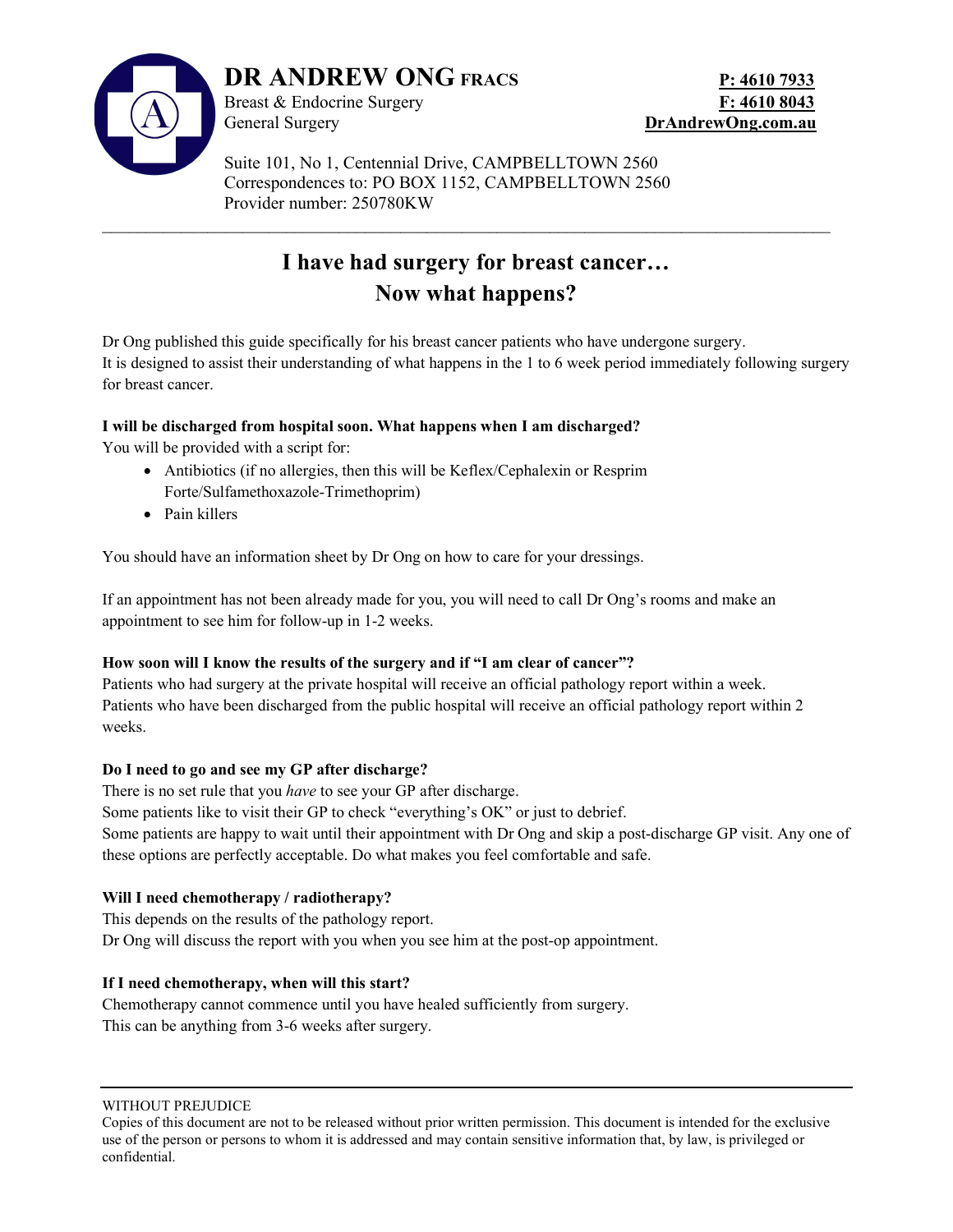# DR ANDREW ONG FRACS

Breast & Endocrine Surgery
General Surgery

**P: 4610 7933**
**F: 4610 8043**
**DrAndrewOng.com.au**

Suite 101, No 1, Centennial Drive, CAMPBELLTOWN 2560
Correspondences to: PO BOX 1152, CAMPBELLTOWN 2560
Provider number: 250780KW

---

## I have had surgery for breast cancer… Now what happens?

Dr Ong published this guide specifically for his breast cancer patients who have undergone surgery.
It is designed to assist their understanding of what happens in the 1 to 6 week period immediately following surgery for breast cancer.

**I will be discharged from hospital soon. What happens when I am discharged?**

You will be provided with a script for:

- Antibiotics (if no allergies, then this will be Keflex/Cephalexin or Resprim Forte/Sulfamethoxazole-Trimethoprim)
- Pain killers

You should have an information sheet by Dr Ong on how to care for your dressings.

If an appointment has not been already made for you, you will need to call Dr Ong's rooms and make an appointment to see him for follow-up in 1-2 weeks.

**How soon will I know the results of the surgery and if "I am clear of cancer"?**

Patients who had surgery at the private hospital will receive an official pathology report within a week.
Patients who have been discharged from the public hospital will receive an official pathology report within 2 weeks.

**Do I need to go and see my GP after discharge?**

There is no set rule that you *have* to see your GP after discharge.
Some patients like to visit their GP to check "everything's OK" or just to debrief.
Some patients are happy to wait until their appointment with Dr Ong and skip a post-discharge GP visit. Any one of these options are perfectly acceptable. Do what makes you feel comfortable and safe.

**Will I need chemotherapy / radiotherapy?**

This depends on the results of the pathology report.
Dr Ong will discuss the report with you when you see him at the post-op appointment.

**If I need chemotherapy, when will this start?**

Chemotherapy cannot commence until you have healed sufficiently from surgery.
This can be anything from 3-6 weeks after surgery.

---

WITHOUT PREJUDICE
Copies of this document are not to be released without prior written permission. This document is intended for the exclusive use of the person or persons to whom it is addressed and may contain sensitive information that, by law, is privileged or confidential.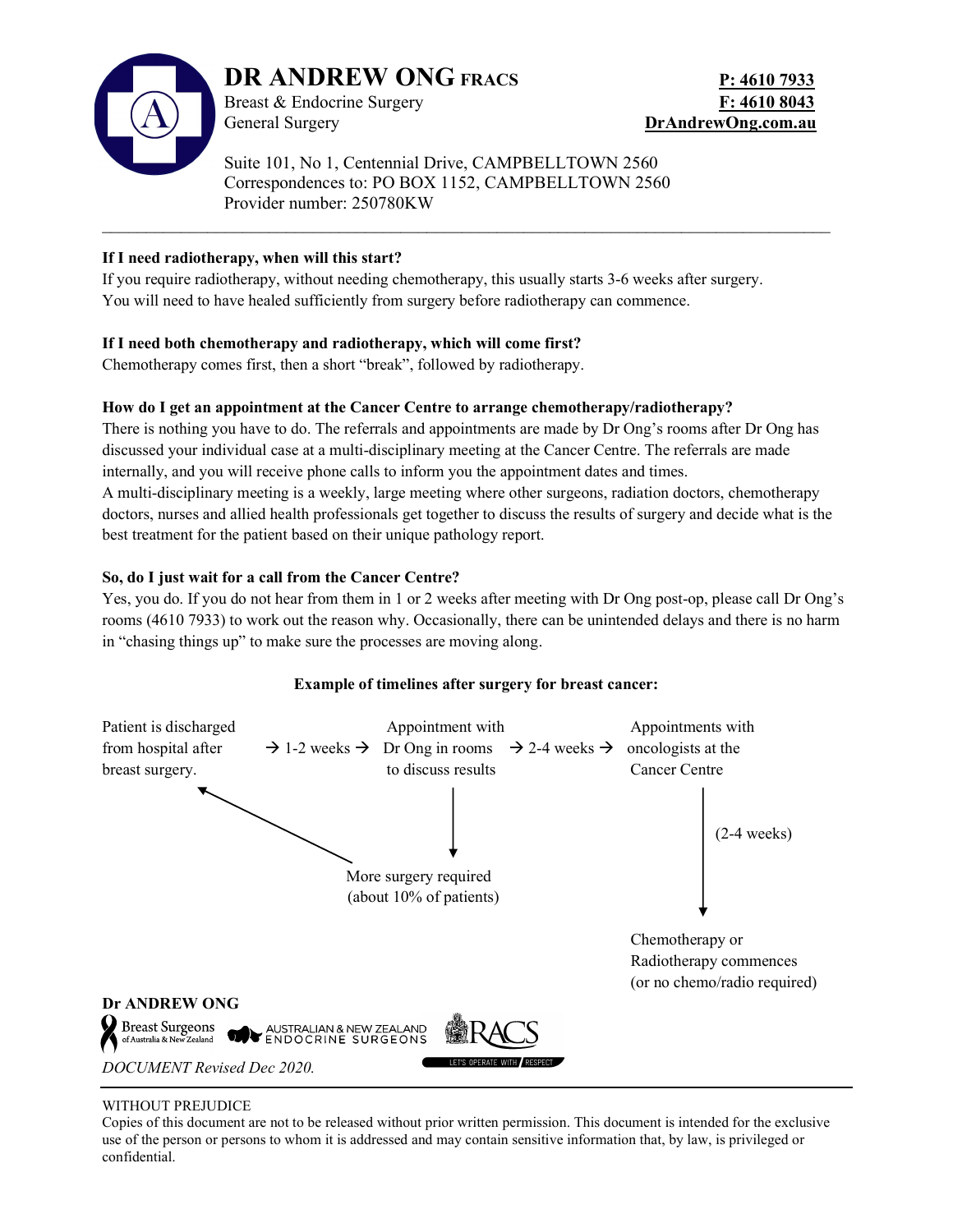# DR ANDREW ONG FRACS

Breast & Endocrine Surgery
General Surgery

**P: 4610 7933**
**F: 4610 8043**
**DrAndrewOng.com.au**

Suite 101, No 1, Centennial Drive, CAMPBELLTOWN 2560
Correspondences to: PO BOX 1152, CAMPBELLTOWN 2560
Provider number: 250780KW

---

**If I need radiotherapy, when will this start?**
If you require radiotherapy, without needing chemotherapy, this usually starts 3-6 weeks after surgery. You will need to have healed sufficiently from surgery before radiotherapy can commence.

**If I need both chemotherapy and radiotherapy, which will come first?**
Chemotherapy comes first, then a short "break", followed by radiotherapy.

**How do I get an appointment at the Cancer Centre to arrange chemotherapy/radiotherapy?**
There is nothing you have to do. The referrals and appointments are made by Dr Ong's rooms after Dr Ong has discussed your individual case at a multi-disciplinary meeting at the Cancer Centre. The referrals are made internally, and you will receive phone calls to inform you the appointment dates and times.
A multi-disciplinary meeting is a weekly, large meeting where other surgeons, radiation doctors, chemotherapy doctors, nurses and allied health professionals get together to discuss the results of surgery and decide what is the best treatment for the patient based on their unique pathology report.

**So, do I just wait for a call from the Cancer Centre?**
Yes, you do. If you do not hear from them in 1 or 2 weeks after meeting with Dr Ong post-op, please call Dr Ong's rooms (4610 7933) to work out the reason why. Occasionally, there can be unintended delays and there is no harm in "chasing things up" to make sure the processes are moving along.

**Example of timelines after surgery for breast cancer:**

Patient is discharged from hospital after breast surgery.
→ 1-2 weeks →
Appointment with Dr Ong in rooms to discuss results
→ 2-4 weeks →
Appointments with oncologists at the Cancer Centre

More surgery required (about 10% of patients)

(2-4 weeks)

Chemotherapy or Radiotherapy commences (or no chemo/radio required)

**Dr ANDREW ONG**

Breast Surgeons of Australia & New Zealand
AUSTRALIAN & NEW ZEALAND ENDOCRINE SURGEONS
RACS
LET'S OPERATE WITH RESPECT

*DOCUMENT Revised Dec 2020.*

---

WITHOUT PREJUDICE
Copies of this document are not to be released without prior written permission. This document is intended for the exclusive use of the person or persons to whom it is addressed and may contain sensitive information that, by law, is privileged or confidential.